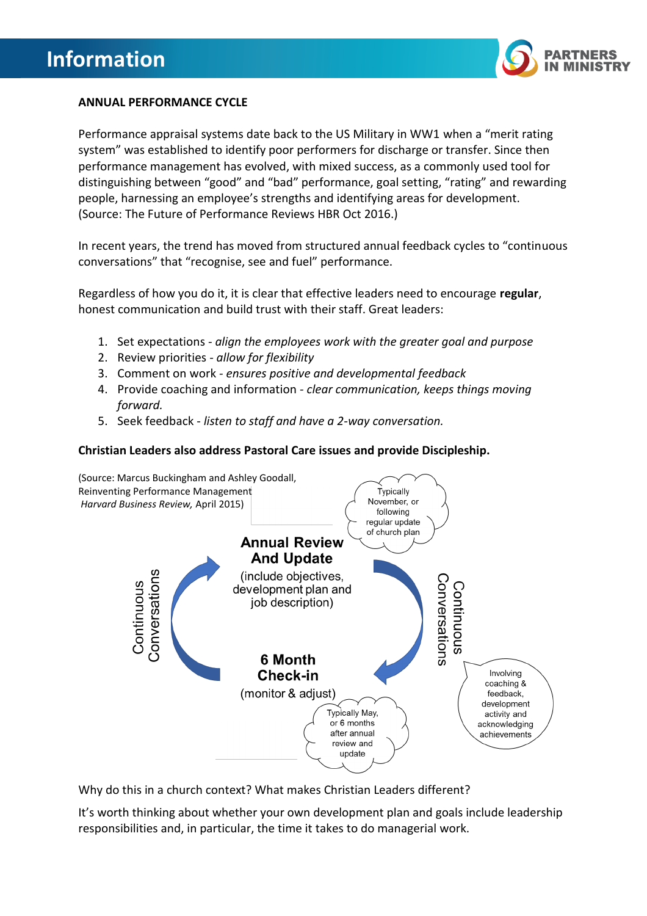# Information

**ANNUAL PERFORMANCE CYCLE**

Performance appraisal systems date back to the US Military in WW1 when a "merit rating system" was established to identify poor performers for discharge or transfer. Since then performance management has evolved, with mixed success, as a commonly used tool for distinguishing between "good" and "bad" performance, goal setting, "rating" and rewarding people, harnessing an employee's strengths and identifying areas for development. (Source: The Future of Performance Reviews HBR Oct 2016.)

In recent years, the trend has moved from structured annual feedback cycles to "continuous conversations" that "recognise, see and fuel" performance.

Regardless of how you do it, it is clear that effective leaders need to encourage **regular**, honest communication and build trust with their staff. Great leaders:

1. Set expectations - *align the employees work with the greater goal and purpose*
2. Review priorities - *allow for flexibility*
3. Comment on work - *ensures positive and developmental feedback*
4. Provide coaching and information - *clear communication, keeps things moving forward.*
5. Seek feedback - *listen to staff and have a 2-way conversation.*

**Christian Leaders also address Pastoral Care issues and provide Discipleship.**

(Source: Marcus Buckingham and Ashley Goodall, Reinventing Performance Management *Harvard Business Review,* April 2015)

Typically November, or following regular update of church plan

**Annual Review And Update**

(include objectives, development plan and job description)

Continuous Conversations

Continuous Conversations

**6 Month Check-in**

(monitor & adjust)

Involving coaching & feedback, development activity and acknowledging achievements

Typically May, or 6 months after annual review and update

Why do this in a church context? What makes Christian Leaders different?

It's worth thinking about whether your own development plan and goals include leadership responsibilities and, in particular, the time it takes to do managerial work.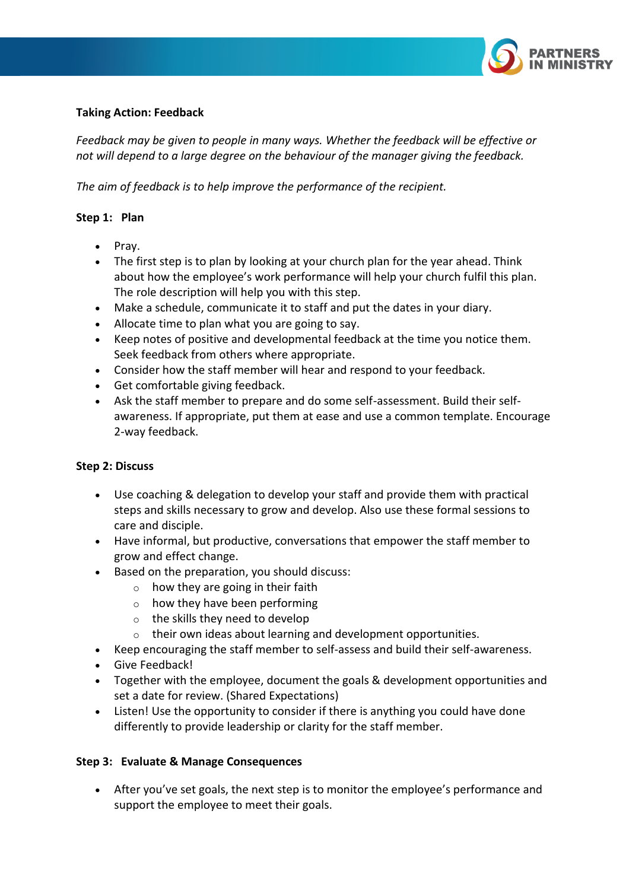**Taking Action: Feedback**

*Feedback may be given to people in many ways. Whether the feedback will be effective or not will depend to a large degree on the behaviour of the manager giving the feedback.*

*The aim of feedback is to help improve the performance of the recipient.*

**Step 1: Plan**

- Pray.
- The first step is to plan by looking at your church plan for the year ahead. Think about how the employee's work performance will help your church fulfil this plan. The role description will help you with this step.
- Make a schedule, communicate it to staff and put the dates in your diary.
- Allocate time to plan what you are going to say.
- Keep notes of positive and developmental feedback at the time you notice them. Seek feedback from others where appropriate.
- Consider how the staff member will hear and respond to your feedback.
- Get comfortable giving feedback.
- Ask the staff member to prepare and do some self-assessment. Build their self-awareness. If appropriate, put them at ease and use a common template. Encourage 2-way feedback.

**Step 2: Discuss**

- Use coaching & delegation to develop your staff and provide them with practical steps and skills necessary to grow and develop. Also use these formal sessions to care and disciple.
- Have informal, but productive, conversations that empower the staff member to grow and effect change.
- Based on the preparation, you should discuss:
  - how they are going in their faith
  - how they have been performing
  - the skills they need to develop
  - their own ideas about learning and development opportunities.
- Keep encouraging the staff member to self-assess and build their self-awareness.
- Give Feedback!
- Together with the employee, document the goals & development opportunities and set a date for review. (Shared Expectations)
- Listen! Use the opportunity to consider if there is anything you could have done differently to provide leadership or clarity for the staff member.

**Step 3: Evaluate & Manage Consequences**

- After you've set goals, the next step is to monitor the employee's performance and support the employee to meet their goals.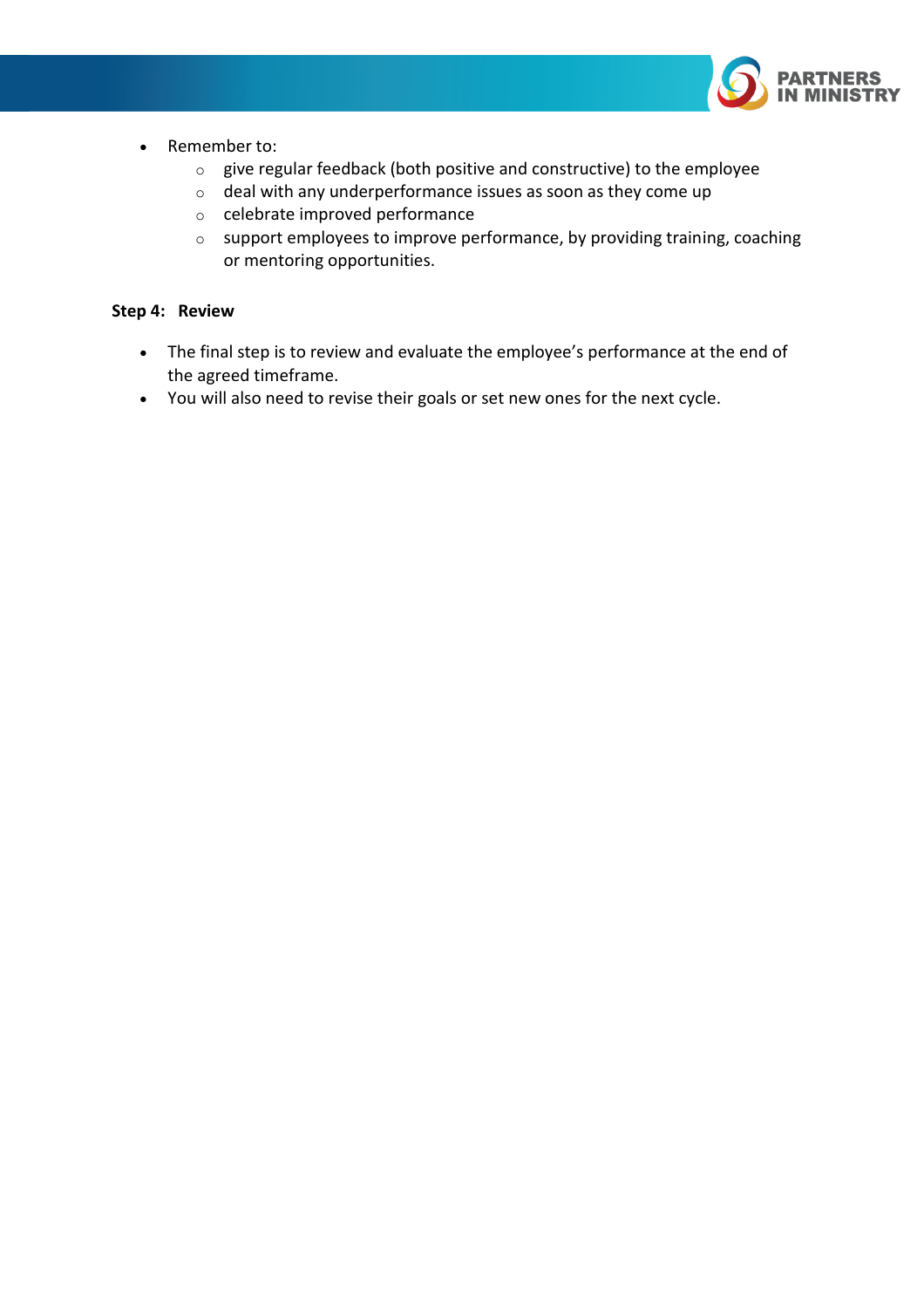- Remember to:
    - give regular feedback (both positive and constructive) to the employee
    - deal with any underperformance issues as soon as they come up
    - celebrate improved performance
    - support employees to improve performance, by providing training, coaching or mentoring opportunities.

**Step 4: Review**

- The final step is to review and evaluate the employee's performance at the end of the agreed timeframe.
- You will also need to revise their goals or set new ones for the next cycle.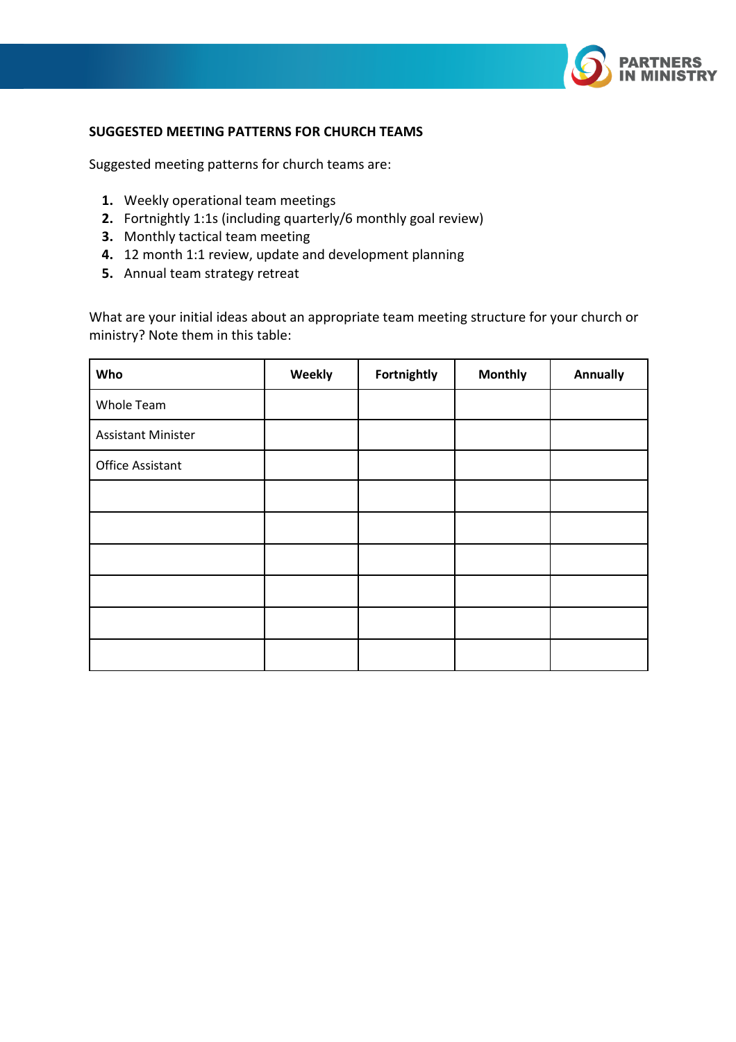## SUGGESTED MEETING PATTERNS FOR CHURCH TEAMS

Suggested meeting patterns for church teams are:

1. Weekly operational team meetings
2. Fortnightly 1:1s (including quarterly/6 monthly goal review)
3. Monthly tactical team meeting
4. 12 month 1:1 review, update and development planning
5. Annual team strategy retreat

What are your initial ideas about an appropriate team meeting structure for your church or ministry? Note them in this table:

| Who | Weekly | Fortnightly | Monthly | Annually |
|---|---|---|---|---|
| Whole Team | | | | |
| Assistant Minister | | | | |
| Office Assistant | | | | |
| | | | | |
| | | | | |
| | | | | |
| | | | | |
| | | | | |
| | | | | |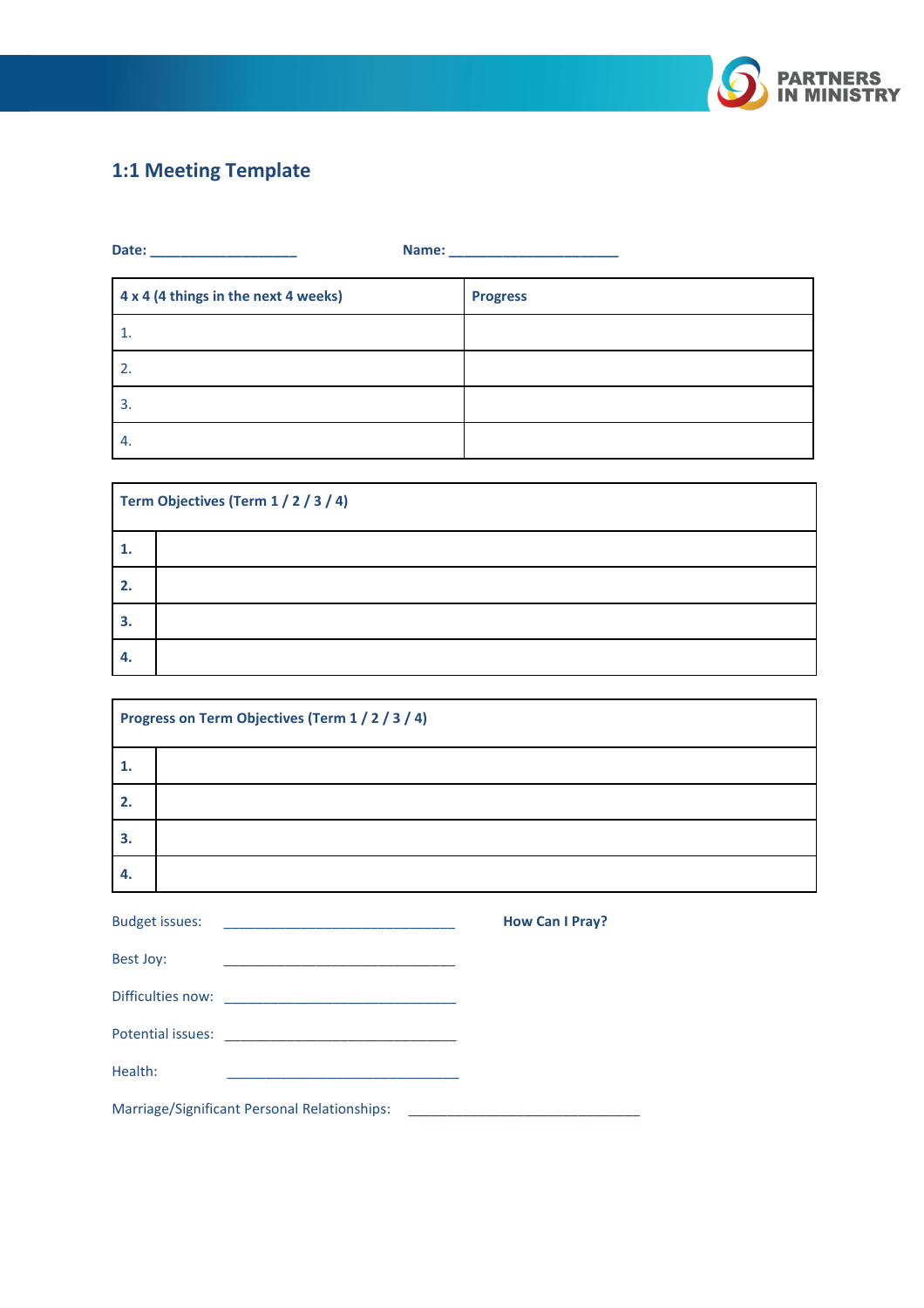## 1:1 Meeting Template

**Date:** ___________________ **Name:** ______________________

| 4 x 4 (4 things in the next 4 weeks) | Progress |
|---|---|
| 1. | |
| 2. | |
| 3. | |
| 4. | |

| Term Objectives (Term 1 / 2 / 3 / 4) | |
|---|---|
| **1.** | |
| **2.** | |
| **3.** | |
| **4.** | |

| Progress on Term Objectives (Term 1 / 2 / 3 / 4) | |
|---|---|
| **1.** | |
| **2.** | |
| **3.** | |
| **4.** | |

Budget issues: ______________________________

Best Joy: ______________________________

Difficulties now: ______________________________

Potential issues: ______________________________

Health: ______________________________

Marriage/Significant Personal Relationships: ______________________________

**How Can I Pray?**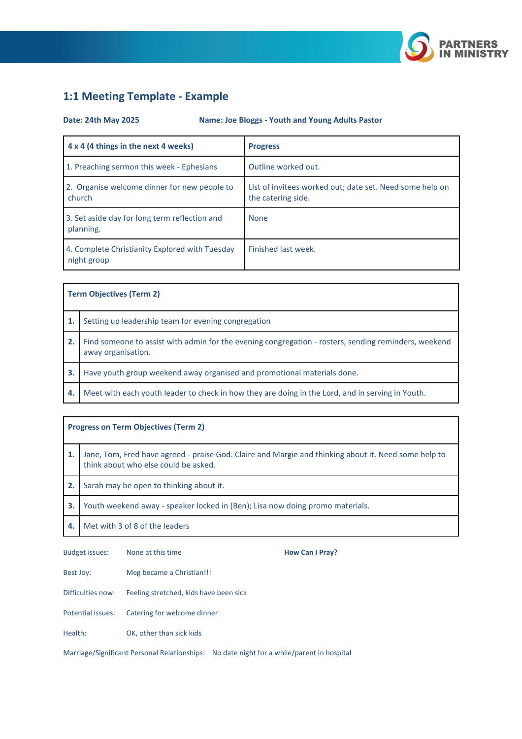## 1:1 Meeting Template - Example

**Date: 24th May 2025** **Name: Joe Bloggs - Youth and Young Adults Pastor**

| 4 x 4 (4 things in the next 4 weeks) | Progress |
|---|---|
| 1. Preaching sermon this week - Ephesians | Outline worked out. |
| 2. Organise welcome dinner for new people to church | List of invitees worked out; date set. Need some help on the catering side. |
| 3. Set aside day for long term reflection and planning. | None |
| 4. Complete Christianity Explored with Tuesday night group | Finished last week. |

| Term Objectives (Term 2) | |
|---|---|
| **1.** | Setting up leadership team for evening congregation |
| **2.** | Find someone to assist with admin for the evening congregation - rosters, sending reminders, weekend away organisation. |
| **3.** | Have youth group weekend away organised and promotional materials done. |
| **4.** | Meet with each youth leader to check in how they are doing in the Lord, and in serving in Youth. |

| Progress on Term Objectives (Term 2) | |
|---|---|
| **1.** | Jane, Tom, Fred have agreed - praise God. Claire and Margie and thinking about it. Need some help to think about who else could be asked. |
| **2.** | Sarah may be open to thinking about it. |
| **3.** | Youth weekend away - speaker locked in (Ben); Lisa now doing promo materials. |
| **4.** | Met with 3 of 8 of the leaders |

Budget issues: None at this time

**How Can I Pray?**

Best Joy: Meg became a Christian!!!

Difficulties now: Feeling stretched, kids have been sick

Potential issues: Catering for welcome dinner

Health: OK, other than sick kids

Marriage/Significant Personal Relationships: No date night for a while/parent in hospital